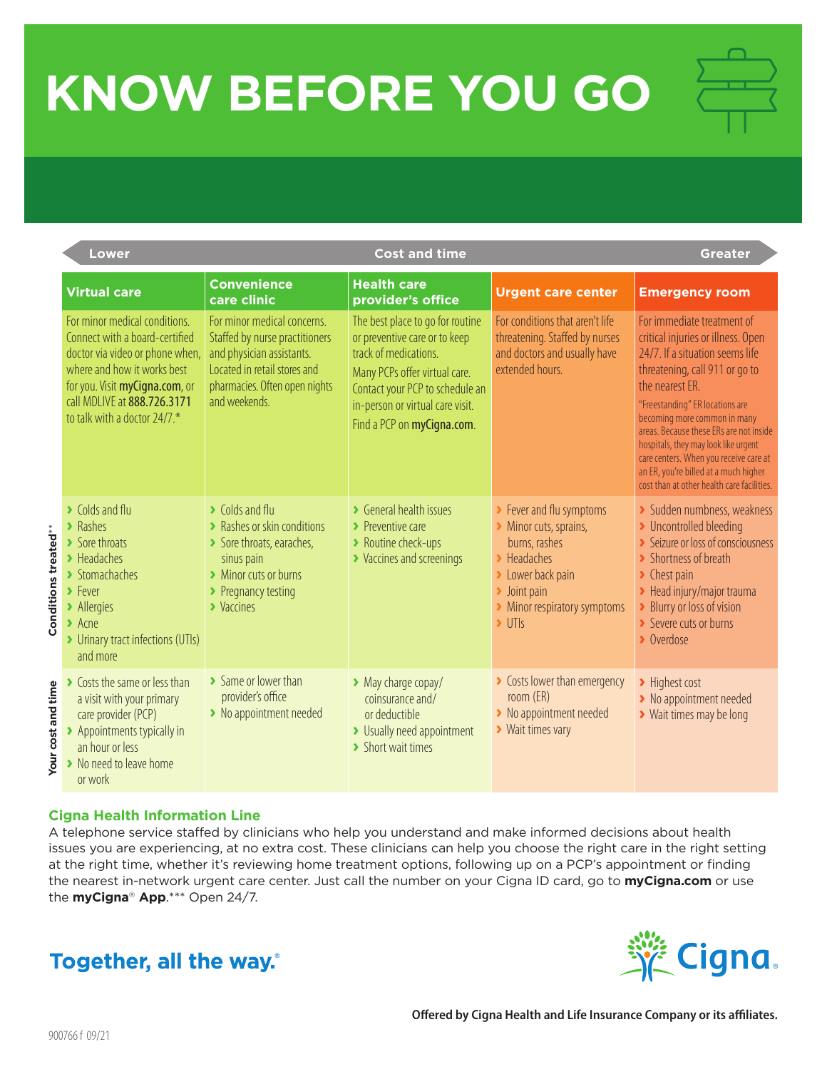# KNOW BEFORE YOU GO

Lower — Cost and time — Greater

| | Virtual care | Convenience care clinic | Health care provider's office | Urgent care center | Emergency room |
|---|---|---|---|---|---|
| | For minor medical conditions. Connect with a board-certified doctor via video or phone when, where and how it works best for you. Visit **myCigna.com**, or call MDLIVE at **888.726.3171** to talk with a doctor 24/7.* | For minor medical concerns. Staffed by nurse practitioners and physician assistants. Located in retail stores and pharmacies. Often open nights and weekends. | The best place to go for routine or preventive care or to keep track of medications. Many PCPs offer virtual care. Contact your PCP to schedule an in-person or virtual care visit. Find a PCP on **myCigna.com**. | For conditions that aren't life threatening. Staffed by nurses and doctors and usually have extended hours. | For immediate treatment of critical injuries or illness. Open 24/7. If a situation seems life threatening, call 911 or go to the nearest ER. "Freestanding" ER locations are becoming more common in many areas. Because these ERs are not inside hospitals, they may look like urgent care centers. When you receive care at an ER, you're billed at a much higher cost than at other health care facilities. |
| **Conditions treated**** | › Colds and flu<br>› Rashes<br>› Sore throats<br>› Headaches<br>› Stomachaches<br>› Fever<br>› Allergies<br>› Acne<br>› Urinary tract infections (UTIs) and more | › Colds and flu<br>› Rashes or skin conditions<br>› Sore throats, earaches, sinus pain<br>› Minor cuts or burns<br>› Pregnancy testing<br>› Vaccines | › General health issues<br>› Preventive care<br>› Routine check-ups<br>› Vaccines and screenings | › Fever and flu symptoms<br>› Minor cuts, sprains, burns, rashes<br>› Headaches<br>› Lower back pain<br>› Joint pain<br>› Minor respiratory symptoms<br>› UTIs | › Sudden numbness, weakness<br>› Uncontrolled bleeding<br>› Seizure or loss of consciousness<br>› Shortness of breath<br>› Chest pain<br>› Head injury/major trauma<br>› Blurry or loss of vision<br>› Severe cuts or burns<br>› Overdose |
| **Your cost and time** | › Costs the same or less than a visit with your primary care provider (PCP)<br>› Appointments typically in an hour or less<br>› No need to leave home or work | › Same or lower than provider's office<br>› No appointment needed | › May charge copay/coinsurance and/or deductible<br>› Usually need appointment<br>› Short wait times | › Costs lower than emergency room (ER)<br>› No appointment needed<br>› Wait times vary | › Highest cost<br>› No appointment needed<br>› Wait times may be long |

### Cigna Health Information Line

A telephone service staffed by clinicians who help you understand and make informed decisions about health issues you are experiencing, at no extra cost. These clinicians can help you choose the right care in the right setting at the right time, whether it's reviewing home treatment options, following up on a PCP's appointment or finding the nearest in-network urgent care center. Just call the number on your Cigna ID card, go to **myCigna.com** or use the **myCigna**® **App**.*** Open 24/7.

**Together, all the way.**®

Cigna.

**Offered by Cigna Health and Life Insurance Company or its affiliates.**

900766 f 09/21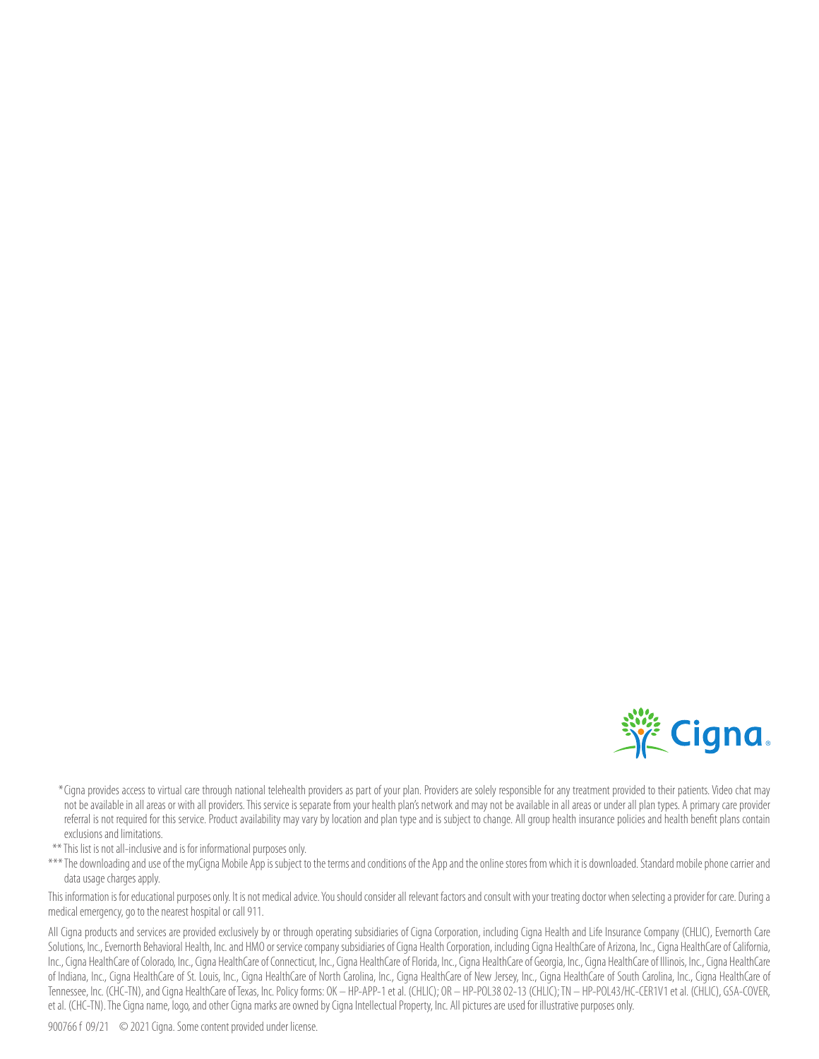Cigna.

\* Cigna provides access to virtual care through national telehealth providers as part of your plan. Providers are solely responsible for any treatment provided to their patients. Video chat may not be available in all areas or with all providers. This service is separate from your health plan's network and may not be available in all areas or under all plan types. A primary care provider referral is not required for this service. Product availability may vary by location and plan type and is subject to change. All group health insurance policies and health benefit plans contain exclusions and limitations.

\*\* This list is not all-inclusive and is for informational purposes only.

\*\*\* The downloading and use of the myCigna Mobile App is subject to the terms and conditions of the App and the online stores from which it is downloaded. Standard mobile phone carrier and data usage charges apply.

This information is for educational purposes only. It is not medical advice. You should consider all relevant factors and consult with your treating doctor when selecting a provider for care. During a medical emergency, go to the nearest hospital or call 911.

All Cigna products and services are provided exclusively by or through operating subsidiaries of Cigna Corporation, including Cigna Health and Life Insurance Company (CHLIC), Evernorth Care Solutions, Inc., Evernorth Behavioral Health, Inc. and HMO or service company subsidiaries of Cigna Health Corporation, including Cigna HealthCare of Arizona, Inc., Cigna HealthCare of California, Inc., Cigna HealthCare of Colorado, Inc., Cigna HealthCare of Connecticut, Inc., Cigna HealthCare of Florida, Inc., Cigna HealthCare of Georgia, Inc., Cigna HealthCare of Illinois, Inc., Cigna HealthCare of Indiana, Inc., Cigna HealthCare of St. Louis, Inc., Cigna HealthCare of North Carolina, Inc., Cigna HealthCare of New Jersey, Inc., Cigna HealthCare of South Carolina, Inc., Cigna HealthCare of Tennessee, Inc. (CHC-TN), and Cigna HealthCare of Texas, Inc. Policy forms: OK – HP-APP-1 et al. (CHLIC); OR – HP-POL38 02-13 (CHLIC); TN – HP-POL43/HC-CER1V1 et al. (CHLIC), GSA-COVER, et al. (CHC-TN). The Cigna name, logo, and other Cigna marks are owned by Cigna Intellectual Property, Inc. All pictures are used for illustrative purposes only.

900766 f 09/21 © 2021 Cigna. Some content provided under license.